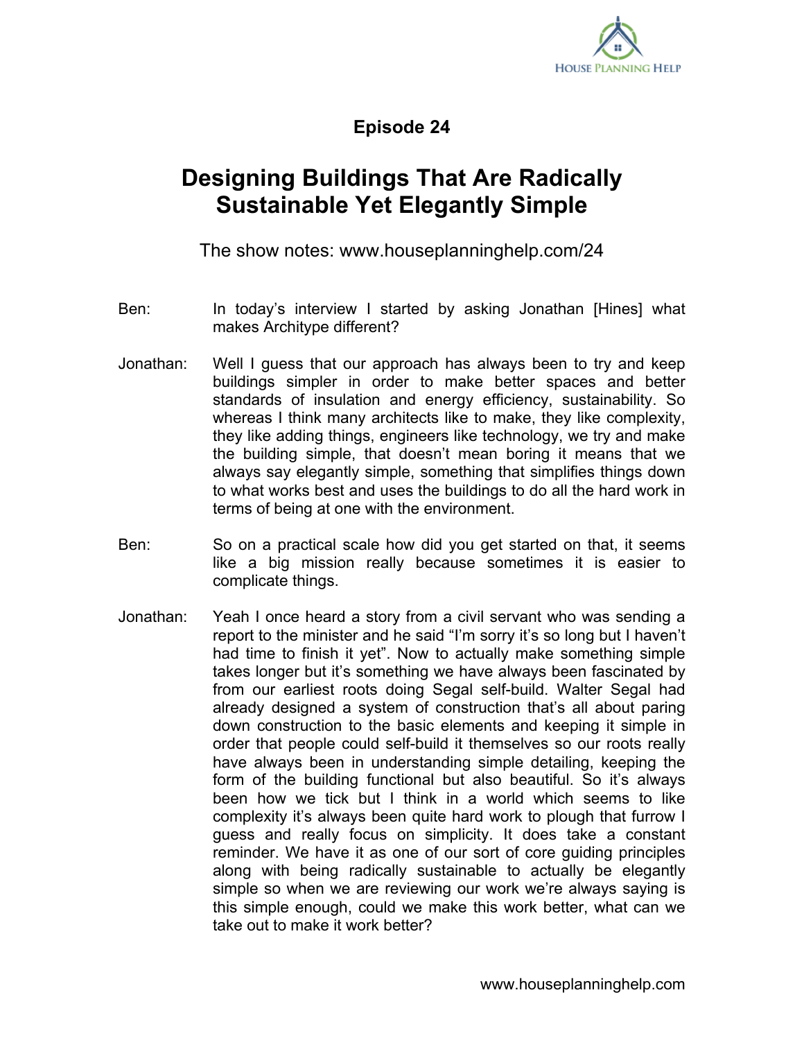## Episode 24

# Designing Buildings That Are Radically Sustainable Yet Elegantly Simple

The show notes: www.houseplanninghelp.com/24

Ben: In today's interview I started by asking Jonathan [Hines] what makes Architype different?

Jonathan: Well I guess that our approach has always been to try and keep buildings simpler in order to make better spaces and better standards of insulation and energy efficiency, sustainability. So whereas I think many architects like to make, they like complexity, they like adding things, engineers like technology, we try and make the building simple, that doesn't mean boring it means that we always say elegantly simple, something that simplifies things down to what works best and uses the buildings to do all the hard work in terms of being at one with the environment.

Ben: So on a practical scale how did you get started on that, it seems like a big mission really because sometimes it is easier to complicate things.

Jonathan: Yeah I once heard a story from a civil servant who was sending a report to the minister and he said "I'm sorry it's so long but I haven't had time to finish it yet". Now to actually make something simple takes longer but it's something we have always been fascinated by from our earliest roots doing Segal self-build. Walter Segal had already designed a system of construction that's all about paring down construction to the basic elements and keeping it simple in order that people could self-build it themselves so our roots really have always been in understanding simple detailing, keeping the form of the building functional but also beautiful. So it's always been how we tick but I think in a world which seems to like complexity it's always been quite hard work to plough that furrow I guess and really focus on simplicity. It does take a constant reminder. We have it as one of our sort of core guiding principles along with being radically sustainable to actually be elegantly simple so when we are reviewing our work we're always saying is this simple enough, could we make this work better, what can we take out to make it work better?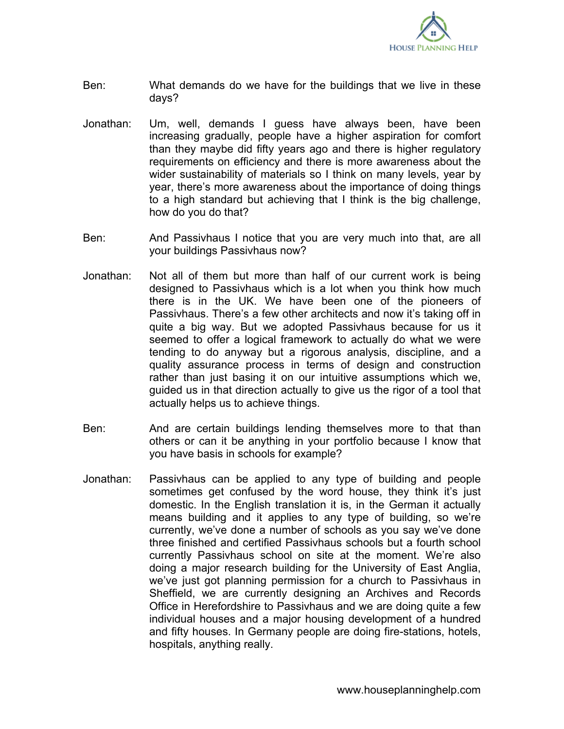Ben: What demands do we have for the buildings that we live in these days?

Jonathan: Um, well, demands I guess have always been, have been increasing gradually, people have a higher aspiration for comfort than they maybe did fifty years ago and there is higher regulatory requirements on efficiency and there is more awareness about the wider sustainability of materials so I think on many levels, year by year, there's more awareness about the importance of doing things to a high standard but achieving that I think is the big challenge, how do you do that?

Ben: And Passivhaus I notice that you are very much into that, are all your buildings Passivhaus now?

Jonathan: Not all of them but more than half of our current work is being designed to Passivhaus which is a lot when you think how much there is in the UK. We have been one of the pioneers of Passivhaus. There's a few other architects and now it's taking off in quite a big way. But we adopted Passivhaus because for us it seemed to offer a logical framework to actually do what we were tending to do anyway but a rigorous analysis, discipline, and a quality assurance process in terms of design and construction rather than just basing it on our intuitive assumptions which we, guided us in that direction actually to give us the rigor of a tool that actually helps us to achieve things.

Ben: And are certain buildings lending themselves more to that than others or can it be anything in your portfolio because I know that you have basis in schools for example?

Jonathan: Passivhaus can be applied to any type of building and people sometimes get confused by the word house, they think it's just domestic. In the English translation it is, in the German it actually means building and it applies to any type of building, so we're currently, we've done a number of schools as you say we've done three finished and certified Passivhaus schools but a fourth school currently Passivhaus school on site at the moment. We're also doing a major research building for the University of East Anglia, we've just got planning permission for a church to Passivhaus in Sheffield, we are currently designing an Archives and Records Office in Herefordshire to Passivhaus and we are doing quite a few individual houses and a major housing development of a hundred and fifty houses. In Germany people are doing fire-stations, hotels, hospitals, anything really.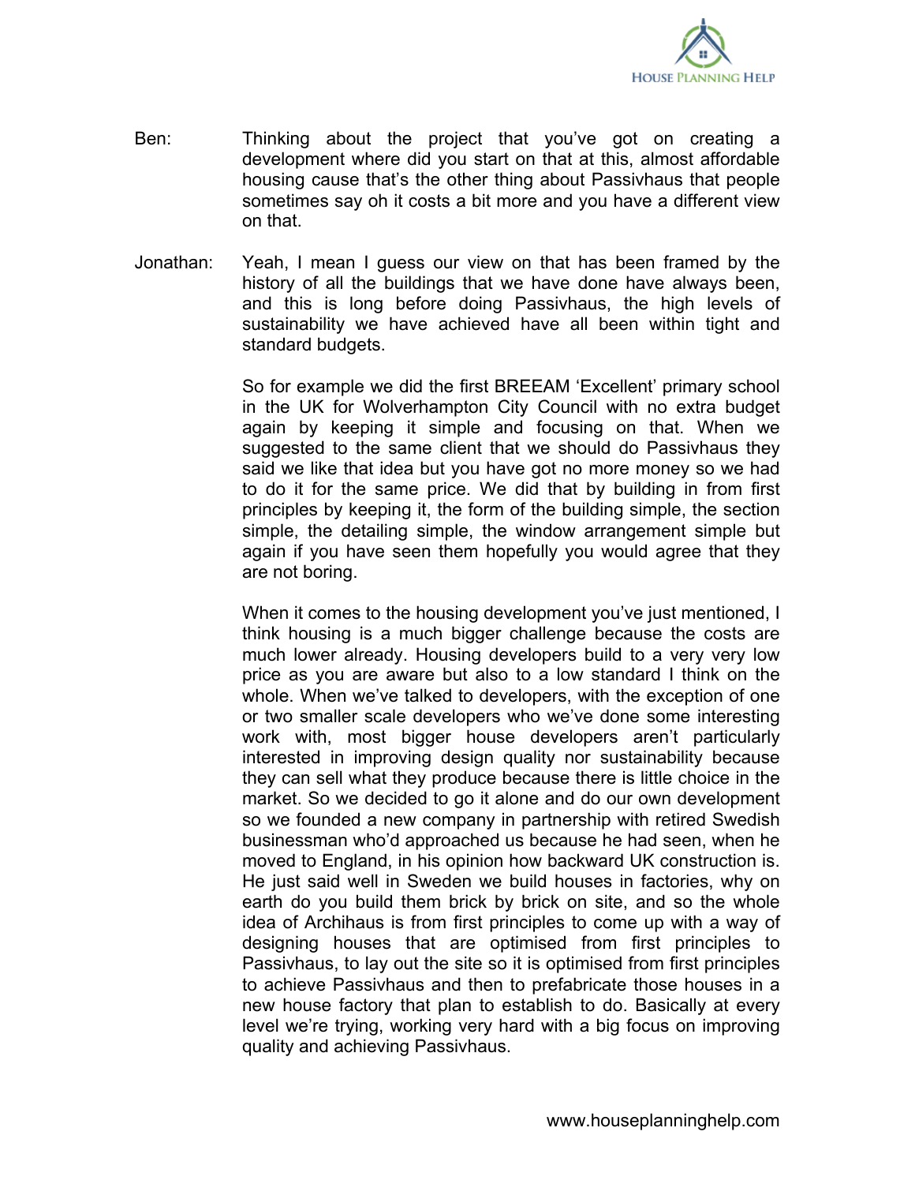**Ben:** Thinking about the project that you've got on creating a development where did you start on that at this, almost affordable housing cause that's the other thing about Passivhaus that people sometimes say oh it costs a bit more and you have a different view on that.

**Jonathan:** Yeah, I mean I guess our view on that has been framed by the history of all the buildings that we have done have always been, and this is long before doing Passivhaus, the high levels of sustainability we have achieved have all been within tight and standard budgets.

So for example we did the first BREEAM 'Excellent' primary school in the UK for Wolverhampton City Council with no extra budget again by keeping it simple and focusing on that. When we suggested to the same client that we should do Passivhaus they said we like that idea but you have got no more money so we had to do it for the same price. We did that by building in from first principles by keeping it, the form of the building simple, the section simple, the detailing simple, the window arrangement simple but again if you have seen them hopefully you would agree that they are not boring.

When it comes to the housing development you've just mentioned, I think housing is a much bigger challenge because the costs are much lower already. Housing developers build to a very very low price as you are aware but also to a low standard I think on the whole. When we've talked to developers, with the exception of one or two smaller scale developers who we've done some interesting work with, most bigger house developers aren't particularly interested in improving design quality nor sustainability because they can sell what they produce because there is little choice in the market. So we decided to go it alone and do our own development so we founded a new company in partnership with retired Swedish businessman who'd approached us because he had seen, when he moved to England, in his opinion how backward UK construction is. He just said well in Sweden we build houses in factories, why on earth do you build them brick by brick on site, and so the whole idea of Archihaus is from first principles to come up with a way of designing houses that are optimised from first principles to Passivhaus, to lay out the site so it is optimised from first principles to achieve Passivhaus and then to prefabricate those houses in a new house factory that plan to establish to do. Basically at every level we're trying, working very hard with a big focus on improving quality and achieving Passivhaus.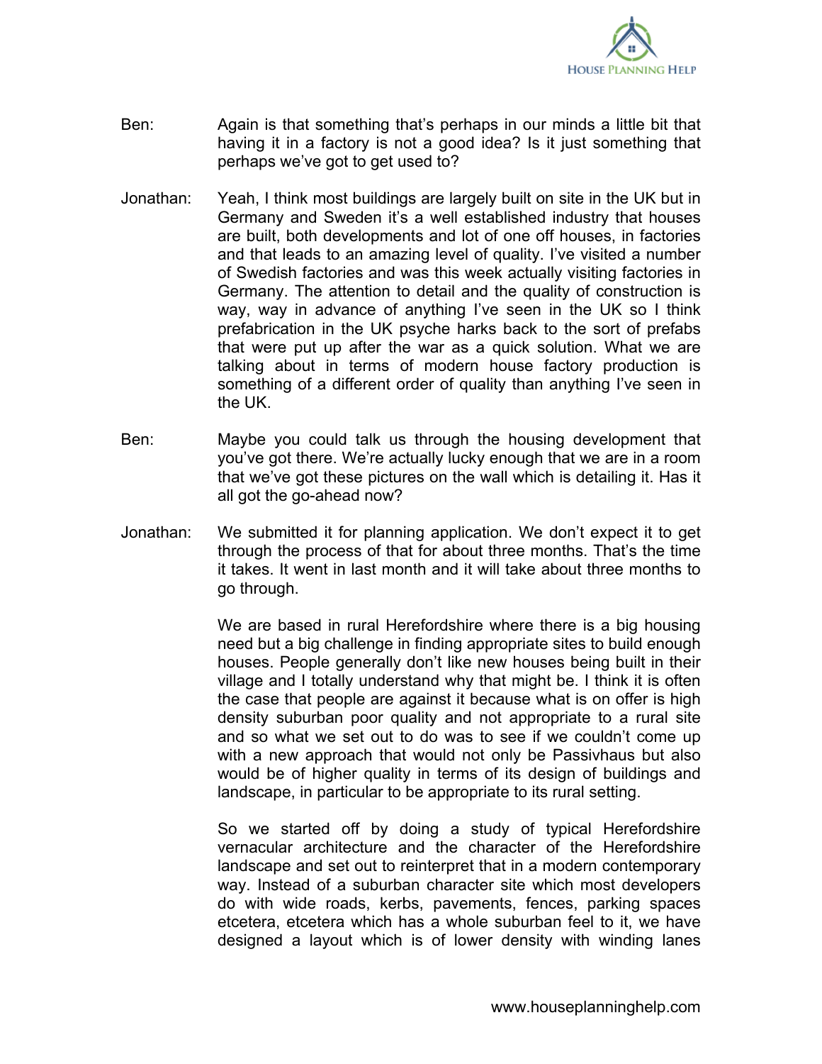Ben: Again is that something that's perhaps in our minds a little bit that having it in a factory is not a good idea? Is it just something that perhaps we've got to get used to?

Jonathan: Yeah, I think most buildings are largely built on site in the UK but in Germany and Sweden it's a well established industry that houses are built, both developments and lot of one off houses, in factories and that leads to an amazing level of quality. I've visited a number of Swedish factories and was this week actually visiting factories in Germany. The attention to detail and the quality of construction is way, way in advance of anything I've seen in the UK so I think prefabrication in the UK psyche harks back to the sort of prefabs that were put up after the war as a quick solution. What we are talking about in terms of modern house factory production is something of a different order of quality than anything I've seen in the UK.

Ben: Maybe you could talk us through the housing development that you've got there. We're actually lucky enough that we are in a room that we've got these pictures on the wall which is detailing it. Has it all got the go-ahead now?

Jonathan: We submitted it for planning application. We don't expect it to get through the process of that for about three months. That's the time it takes. It went in last month and it will take about three months to go through.

We are based in rural Herefordshire where there is a big housing need but a big challenge in finding appropriate sites to build enough houses. People generally don't like new houses being built in their village and I totally understand why that might be. I think it is often the case that people are against it because what is on offer is high density suburban poor quality and not appropriate to a rural site and so what we set out to do was to see if we couldn't come up with a new approach that would not only be Passivhaus but also would be of higher quality in terms of its design of buildings and landscape, in particular to be appropriate to its rural setting.

So we started off by doing a study of typical Herefordshire vernacular architecture and the character of the Herefordshire landscape and set out to reinterpret that in a modern contemporary way. Instead of a suburban character site which most developers do with wide roads, kerbs, pavements, fences, parking spaces etcetera, etcetera which has a whole suburban feel to it, we have designed a layout which is of lower density with winding lanes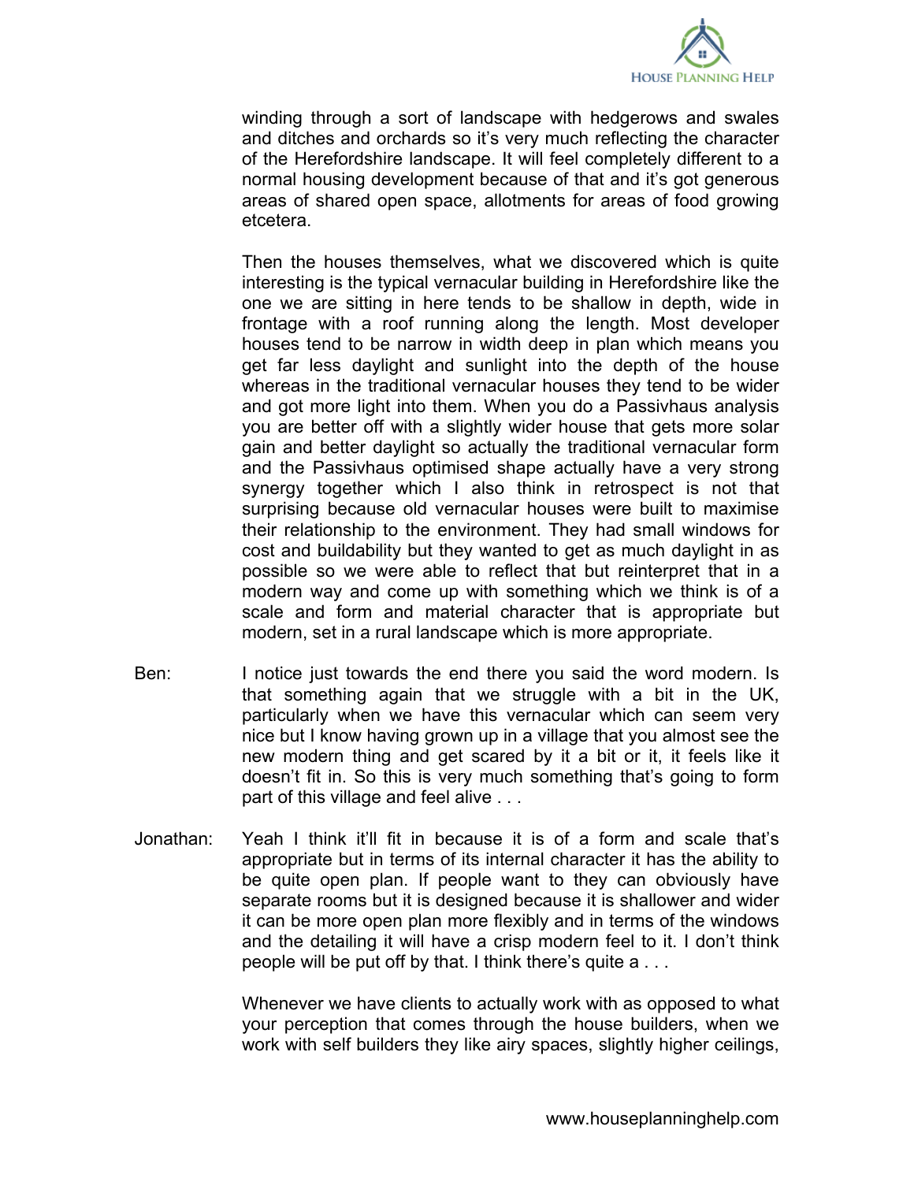winding through a sort of landscape with hedgerows and swales and ditches and orchards so it's very much reflecting the character of the Herefordshire landscape. It will feel completely different to a normal housing development because of that and it's got generous areas of shared open space, allotments for areas of food growing etcetera.

Then the houses themselves, what we discovered which is quite interesting is the typical vernacular building in Herefordshire like the one we are sitting in here tends to be shallow in depth, wide in frontage with a roof running along the length. Most developer houses tend to be narrow in width deep in plan which means you get far less daylight and sunlight into the depth of the house whereas in the traditional vernacular houses they tend to be wider and got more light into them. When you do a Passivhaus analysis you are better off with a slightly wider house that gets more solar gain and better daylight so actually the traditional vernacular form and the Passivhaus optimised shape actually have a very strong synergy together which I also think in retrospect is not that surprising because old vernacular houses were built to maximise their relationship to the environment. They had small windows for cost and buildability but they wanted to get as much daylight in as possible so we were able to reflect that but reinterpret that in a modern way and come up with something which we think is of a scale and form and material character that is appropriate but modern, set in a rural landscape which is more appropriate.

Ben: I notice just towards the end there you said the word modern. Is that something again that we struggle with a bit in the UK, particularly when we have this vernacular which can seem very nice but I know having grown up in a village that you almost see the new modern thing and get scared by it a bit or it, it feels like it doesn't fit in. So this is very much something that's going to form part of this village and feel alive . . .

Jonathan: Yeah I think it'll fit in because it is of a form and scale that's appropriate but in terms of its internal character it has the ability to be quite open plan. If people want to they can obviously have separate rooms but it is designed because it is shallower and wider it can be more open plan more flexibly and in terms of the windows and the detailing it will have a crisp modern feel to it. I don't think people will be put off by that. I think there's quite a . . .

Whenever we have clients to actually work with as opposed to what your perception that comes through the house builders, when we work with self builders they like airy spaces, slightly higher ceilings,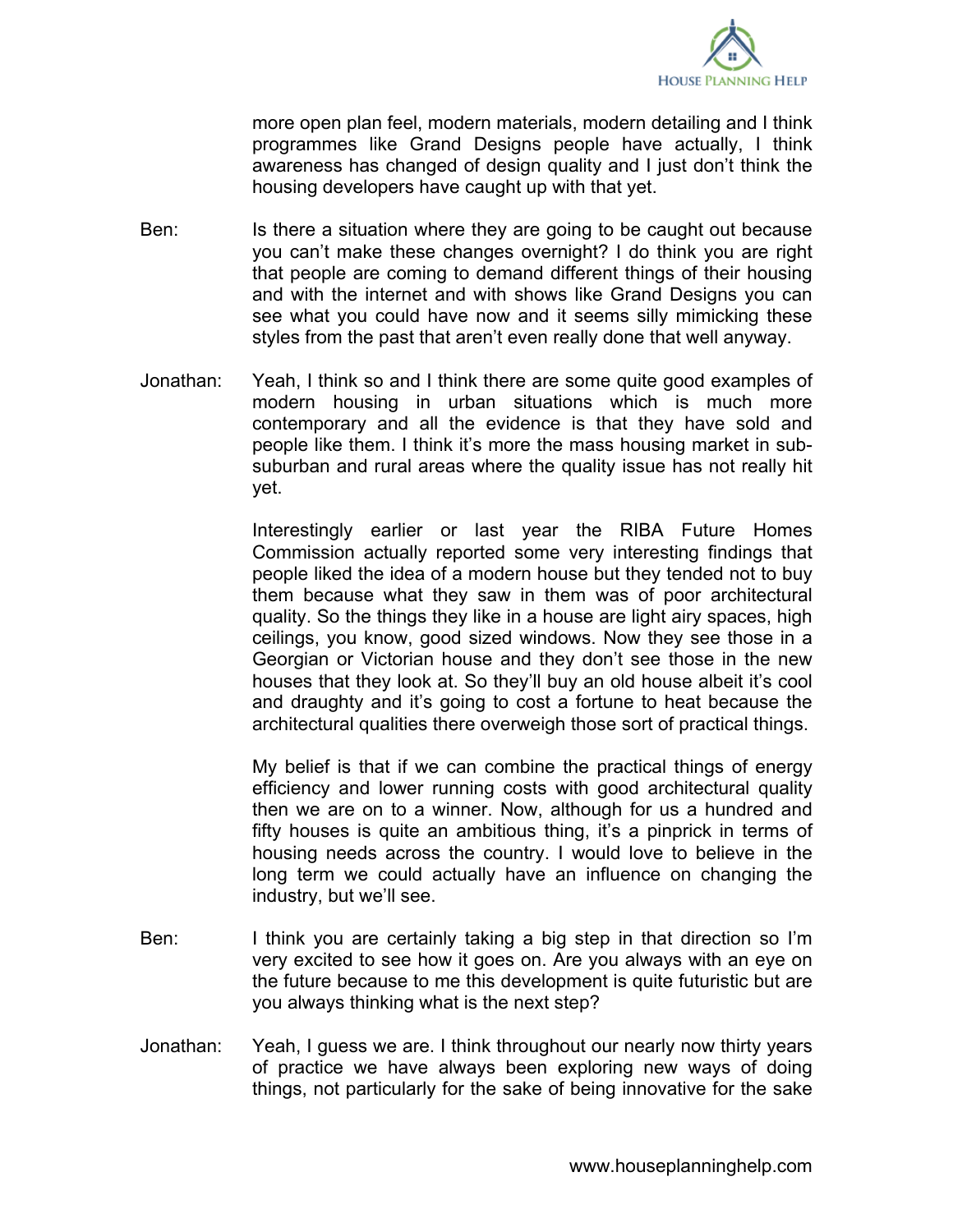more open plan feel, modern materials, modern detailing and I think programmes like Grand Designs people have actually, I think awareness has changed of design quality and I just don't think the housing developers have caught up with that yet.

Ben: Is there a situation where they are going to be caught out because you can't make these changes overnight? I do think you are right that people are coming to demand different things of their housing and with the internet and with shows like Grand Designs you can see what you could have now and it seems silly mimicking these styles from the past that aren't even really done that well anyway.

Jonathan: Yeah, I think so and I think there are some quite good examples of modern housing in urban situations which is much more contemporary and all the evidence is that they have sold and people like them. I think it's more the mass housing market in sub-suburban and rural areas where the quality issue has not really hit yet.

Interestingly earlier or last year the RIBA Future Homes Commission actually reported some very interesting findings that people liked the idea of a modern house but they tended not to buy them because what they saw in them was of poor architectural quality. So the things they like in a house are light airy spaces, high ceilings, you know, good sized windows. Now they see those in a Georgian or Victorian house and they don't see those in the new houses that they look at. So they'll buy an old house albeit it's cool and draughty and it's going to cost a fortune to heat because the architectural qualities there overweigh those sort of practical things.

My belief is that if we can combine the practical things of energy efficiency and lower running costs with good architectural quality then we are on to a winner. Now, although for us a hundred and fifty houses is quite an ambitious thing, it's a pinprick in terms of housing needs across the country. I would love to believe in the long term we could actually have an influence on changing the industry, but we'll see.

Ben: I think you are certainly taking a big step in that direction so I'm very excited to see how it goes on. Are you always with an eye on the future because to me this development is quite futuristic but are you always thinking what is the next step?

Jonathan: Yeah, I guess we are. I think throughout our nearly now thirty years of practice we have always been exploring new ways of doing things, not particularly for the sake of being innovative for the sake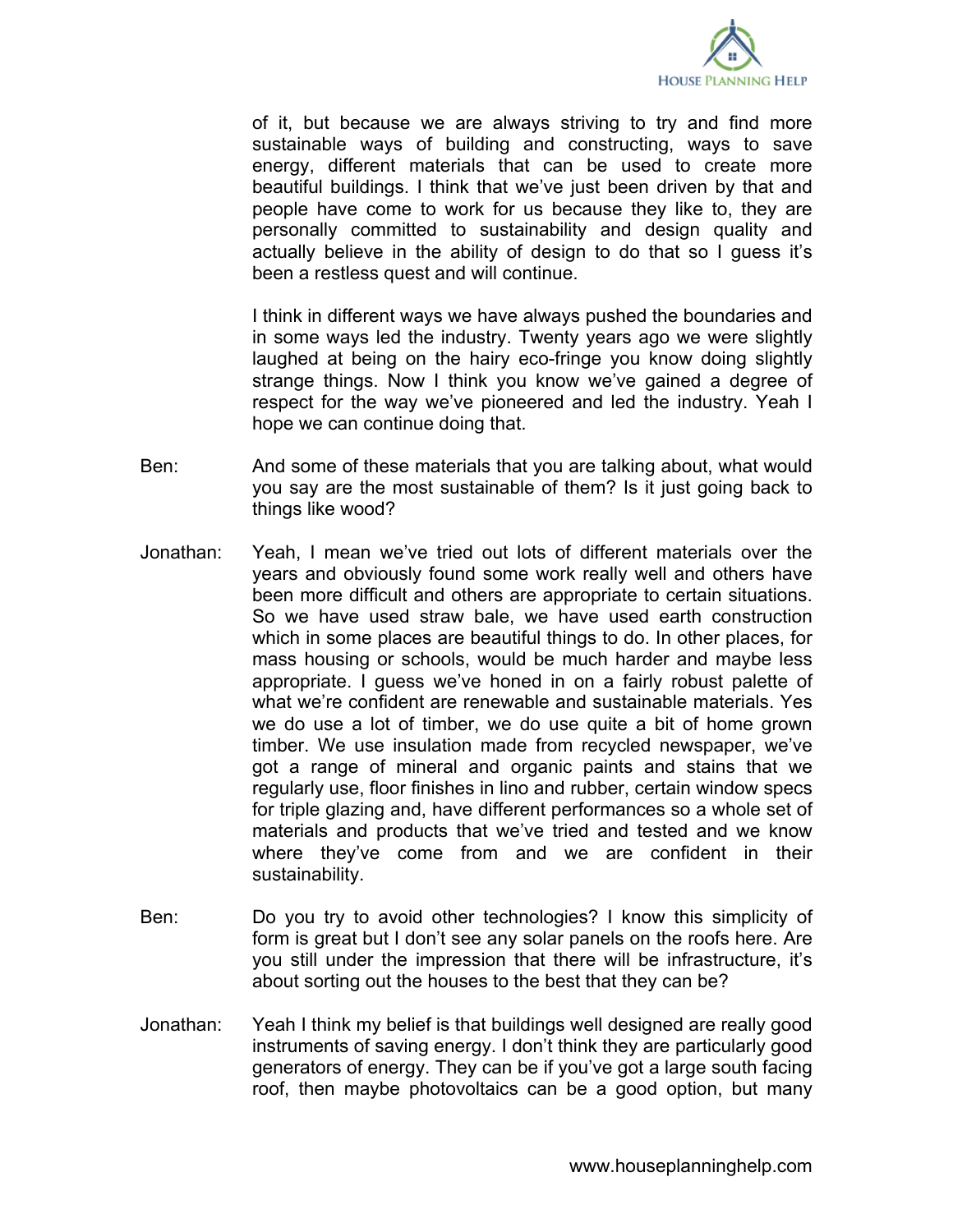of it, but because we are always striving to try and find more sustainable ways of building and constructing, ways to save energy, different materials that can be used to create more beautiful buildings. I think that we've just been driven by that and people have come to work for us because they like to, they are personally committed to sustainability and design quality and actually believe in the ability of design to do that so I guess it's been a restless quest and will continue.

I think in different ways we have always pushed the boundaries and in some ways led the industry. Twenty years ago we were slightly laughed at being on the hairy eco-fringe you know doing slightly strange things. Now I think you know we've gained a degree of respect for the way we've pioneered and led the industry. Yeah I hope we can continue doing that.

Ben: And some of these materials that you are talking about, what would you say are the most sustainable of them? Is it just going back to things like wood?

Jonathan: Yeah, I mean we've tried out lots of different materials over the years and obviously found some work really well and others have been more difficult and others are appropriate to certain situations. So we have used straw bale, we have used earth construction which in some places are beautiful things to do. In other places, for mass housing or schools, would be much harder and maybe less appropriate. I guess we've honed in on a fairly robust palette of what we're confident are renewable and sustainable materials. Yes we do use a lot of timber, we do use quite a bit of home grown timber. We use insulation made from recycled newspaper, we've got a range of mineral and organic paints and stains that we regularly use, floor finishes in lino and rubber, certain window specs for triple glazing and, have different performances so a whole set of materials and products that we've tried and tested and we know where they've come from and we are confident in their sustainability.

Ben: Do you try to avoid other technologies? I know this simplicity of form is great but I don't see any solar panels on the roofs here. Are you still under the impression that there will be infrastructure, it's about sorting out the houses to the best that they can be?

Jonathan: Yeah I think my belief is that buildings well designed are really good instruments of saving energy. I don't think they are particularly good generators of energy. They can be if you've got a large south facing roof, then maybe photovoltaics can be a good option, but many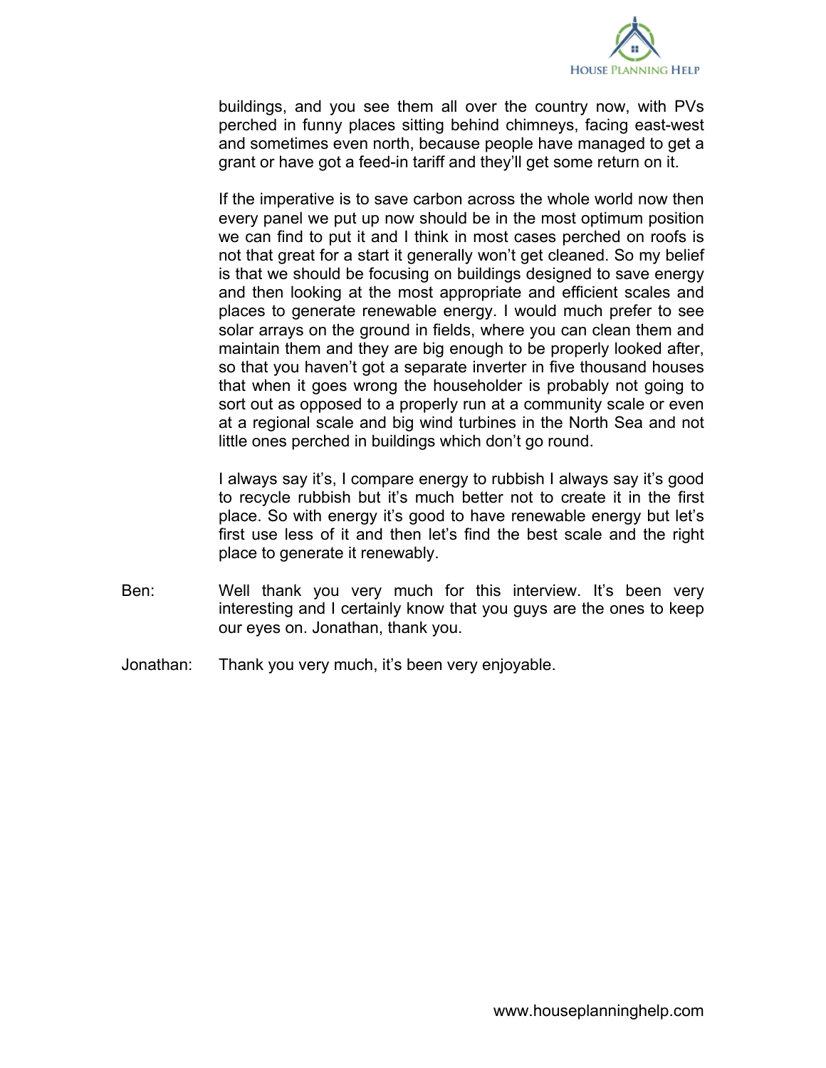buildings, and you see them all over the country now, with PVs perched in funny places sitting behind chimneys, facing east-west and sometimes even north, because people have managed to get a grant or have got a feed-in tariff and they'll get some return on it.

If the imperative is to save carbon across the whole world now then every panel we put up now should be in the most optimum position we can find to put it and I think in most cases perched on roofs is not that great for a start it generally won't get cleaned. So my belief is that we should be focusing on buildings designed to save energy and then looking at the most appropriate and efficient scales and places to generate renewable energy. I would much prefer to see solar arrays on the ground in fields, where you can clean them and maintain them and they are big enough to be properly looked after, so that you haven't got a separate inverter in five thousand houses that when it goes wrong the householder is probably not going to sort out as opposed to a properly run at a community scale or even at a regional scale and big wind turbines in the North Sea and not little ones perched in buildings which don't go round.

I always say it's, I compare energy to rubbish I always say it's good to recycle rubbish but it's much better not to create it in the first place. So with energy it's good to have renewable energy but let's first use less of it and then let's find the best scale and the right place to generate it renewably.

Ben: Well thank you very much for this interview. It's been very interesting and I certainly know that you guys are the ones to keep our eyes on. Jonathan, thank you.

Jonathan: Thank you very much, it's been very enjoyable.